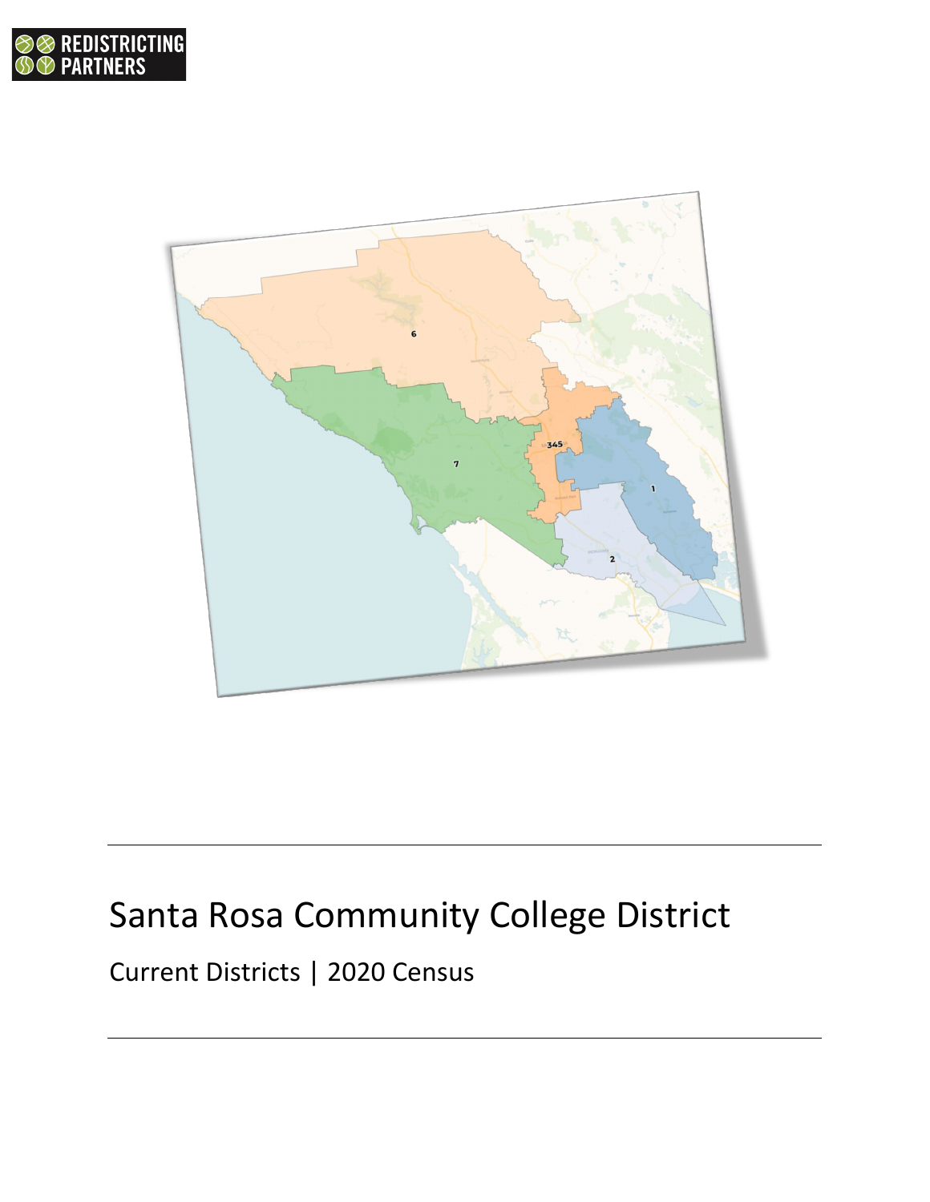REDISTRICTING PARTNERS

# Santa Rosa Community College District

Current Districts | 2020 Census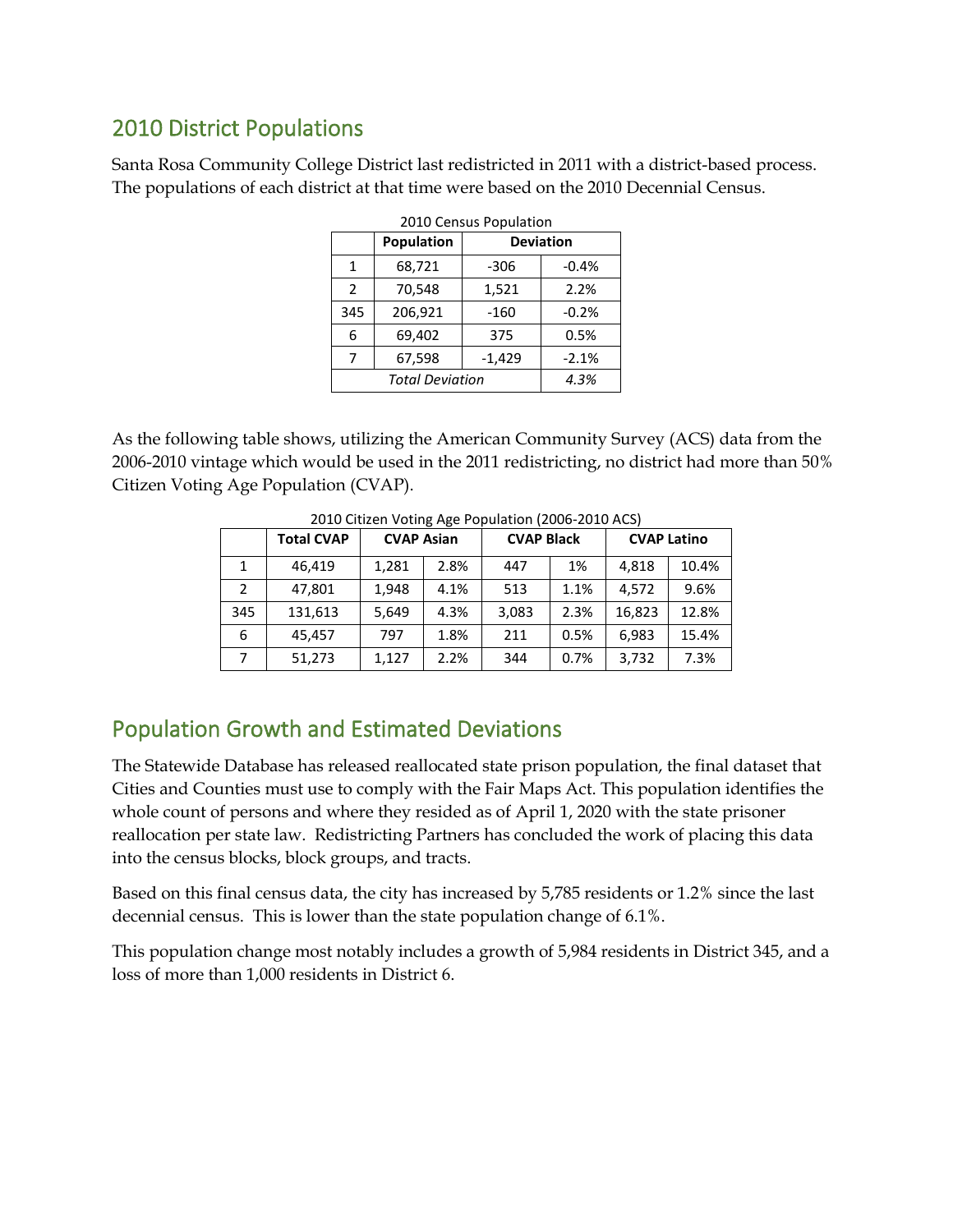## 2010 District Populations

Santa Rosa Community College District last redistricted in 2011 with a district-based process. The populations of each district at that time were based on the 2010 Decennial Census.

2010 Census Population

| | Population | Deviation | |
|---|---|---|---|
| 1 | 68,721 | -306 | -0.4% |
| 2 | 70,548 | 1,521 | 2.2% |
| 345 | 206,921 | -160 | -0.2% |
| 6 | 69,402 | 375 | 0.5% |
| 7 | 67,598 | -1,429 | -2.1% |
| *Total Deviation* | | | *4.3%* |

As the following table shows, utilizing the American Community Survey (ACS) data from the 2006-2010 vintage which would be used in the 2011 redistricting, no district had more than 50% Citizen Voting Age Population (CVAP).

2010 Citizen Voting Age Population (2006-2010 ACS)

| | Total CVAP | CVAP Asian | | CVAP Black | | CVAP Latino | |
|---|---|---|---|---|---|---|---|
| 1 | 46,419 | 1,281 | 2.8% | 447 | 1% | 4,818 | 10.4% |
| 2 | 47,801 | 1,948 | 4.1% | 513 | 1.1% | 4,572 | 9.6% |
| 345 | 131,613 | 5,649 | 4.3% | 3,083 | 2.3% | 16,823 | 12.8% |
| 6 | 45,457 | 797 | 1.8% | 211 | 0.5% | 6,983 | 15.4% |
| 7 | 51,273 | 1,127 | 2.2% | 344 | 0.7% | 3,732 | 7.3% |

## Population Growth and Estimated Deviations

The Statewide Database has released reallocated state prison population, the final dataset that Cities and Counties must use to comply with the Fair Maps Act. This population identifies the whole count of persons and where they resided as of April 1, 2020 with the state prisoner reallocation per state law. Redistricting Partners has concluded the work of placing this data into the census blocks, block groups, and tracts.

Based on this final census data, the city has increased by 5,785 residents or 1.2% since the last decennial census. This is lower than the state population change of 6.1%.

This population change most notably includes a growth of 5,984 residents in District 345, and a loss of more than 1,000 residents in District 6.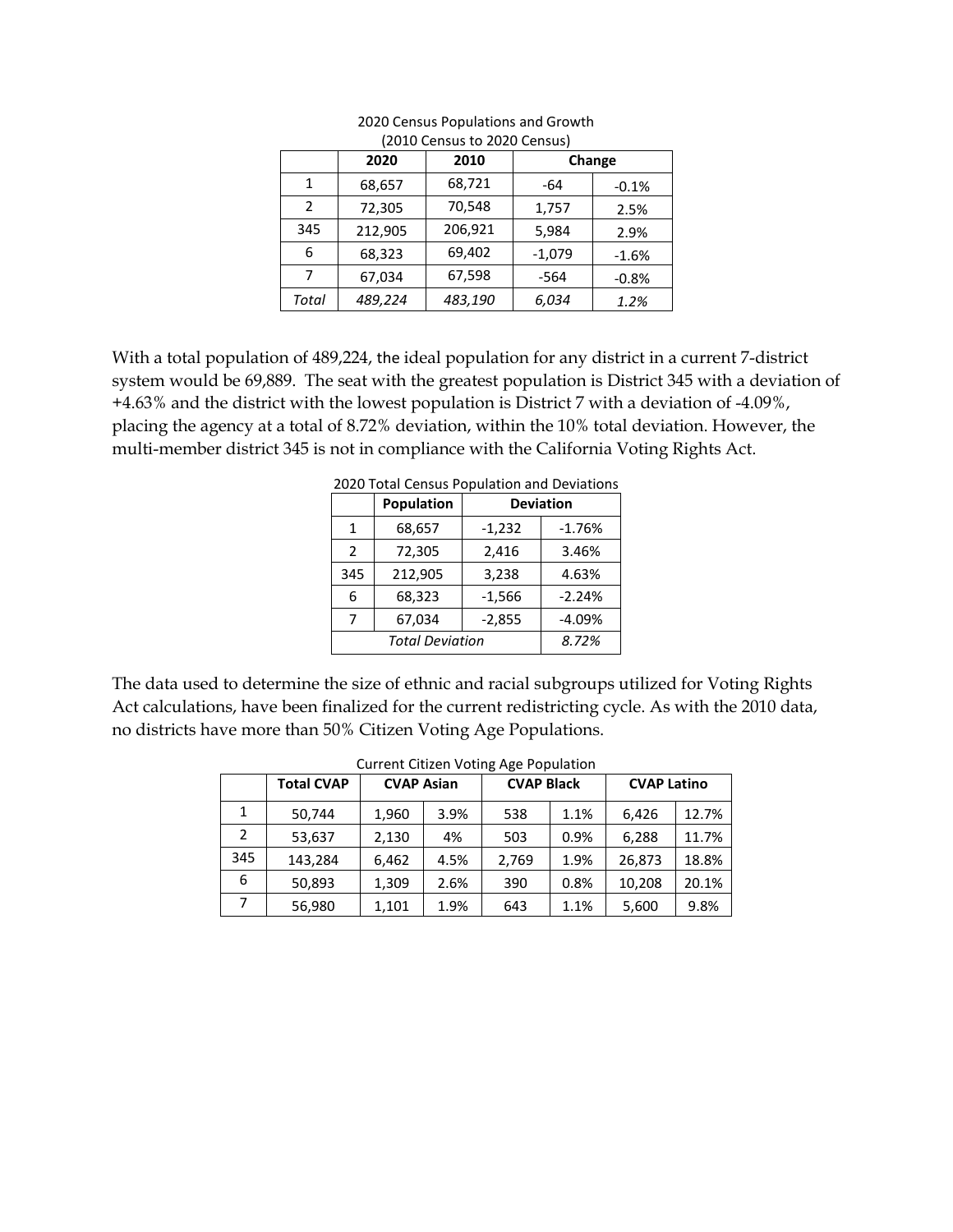2020 Census Populations and Growth
(2010 Census to 2020 Census)

| | 2020 | 2010 | Change | |
|---|---|---|---|---|
| 1 | 68,657 | 68,721 | -64 | -0.1% |
| 2 | 72,305 | 70,548 | 1,757 | 2.5% |
| 345 | 212,905 | 206,921 | 5,984 | 2.9% |
| 6 | 68,323 | 69,402 | -1,079 | -1.6% |
| 7 | 67,034 | 67,598 | -564 | -0.8% |
| *Total* | *489,224* | *483,190* | *6,034* | *1.2%* |

With a total population of 489,224, the ideal population for any district in a current 7-district system would be 69,889. The seat with the greatest population is District 345 with a deviation of +4.63% and the district with the lowest population is District 7 with a deviation of -4.09%, placing the agency at a total of 8.72% deviation, within the 10% total deviation. However, the multi-member district 345 is not in compliance with the California Voting Rights Act.

2020 Total Census Population and Deviations

| | Population | Deviation | |
|---|---|---|---|
| 1 | 68,657 | -1,232 | -1.76% |
| 2 | 72,305 | 2,416 | 3.46% |
| 345 | 212,905 | 3,238 | 4.63% |
| 6 | 68,323 | -1,566 | -2.24% |
| 7 | 67,034 | -2,855 | -4.09% |
| *Total Deviation* | | | *8.72%* |

The data used to determine the size of ethnic and racial subgroups utilized for Voting Rights Act calculations, have been finalized for the current redistricting cycle. As with the 2010 data, no districts have more than 50% Citizen Voting Age Populations.

Current Citizen Voting Age Population

| | Total CVAP | CVAP Asian | | CVAP Black | | CVAP Latino | |
|---|---|---|---|---|---|---|---|
| 1 | 50,744 | 1,960 | 3.9% | 538 | 1.1% | 6,426 | 12.7% |
| 2 | 53,637 | 2,130 | 4% | 503 | 0.9% | 6,288 | 11.7% |
| 345 | 143,284 | 6,462 | 4.5% | 2,769 | 1.9% | 26,873 | 18.8% |
| 6 | 50,893 | 1,309 | 2.6% | 390 | 0.8% | 10,208 | 20.1% |
| 7 | 56,980 | 1,101 | 1.9% | 643 | 1.1% | 5,600 | 9.8% |